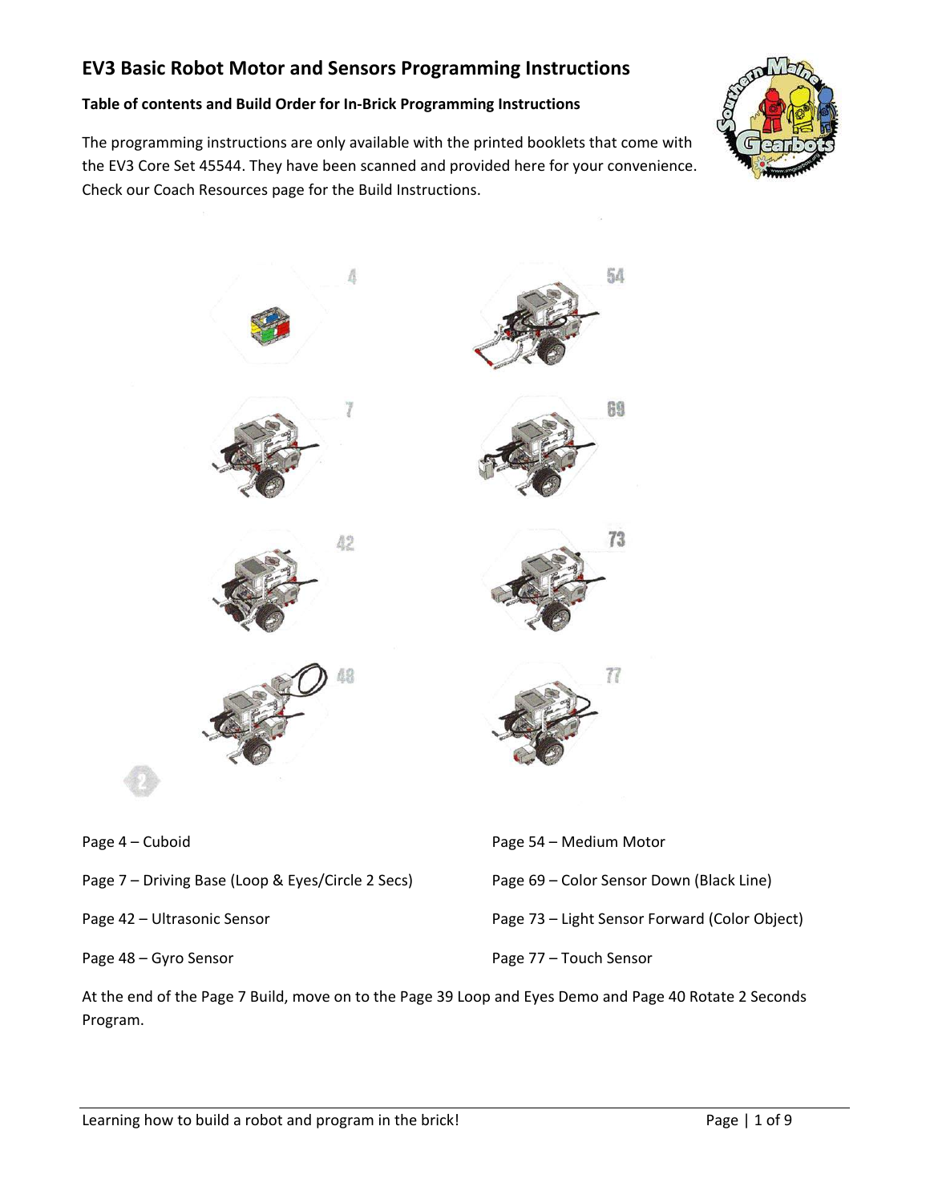# EV3 Basic Robot Motor and Sensors Programming Instructions

**Table of contents and Build Order for In-Brick Programming Instructions**

The programming instructions are only available with the printed booklets that come with the EV3 Core Set 45544. They have been scanned and provided here for your convenience. Check our Coach Resources page for the Build Instructions.

Page 4 – Cuboid

Page 7 – Driving Base (Loop & Eyes/Circle 2 Secs)

Page 42 – Ultrasonic Sensor

Page 48 – Gyro Sensor

Page 54 – Medium Motor

Page 69 – Color Sensor Down (Black Line)

Page 73 – Light Sensor Forward (Color Object)

Page 77 – Touch Sensor

At the end of the Page 7 Build, move on to the Page 39 Loop and Eyes Demo and Page 40 Rotate 2 Seconds Program.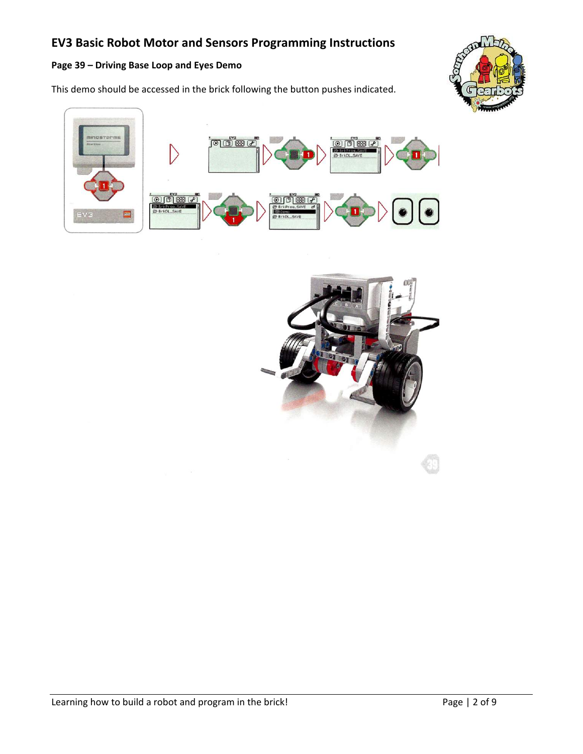## EV3 Basic Robot Motor and Sensors Programming Instructions

### Page 39 – Driving Base Loop and Eyes Demo

This demo should be accessed in the brick following the button pushes indicated.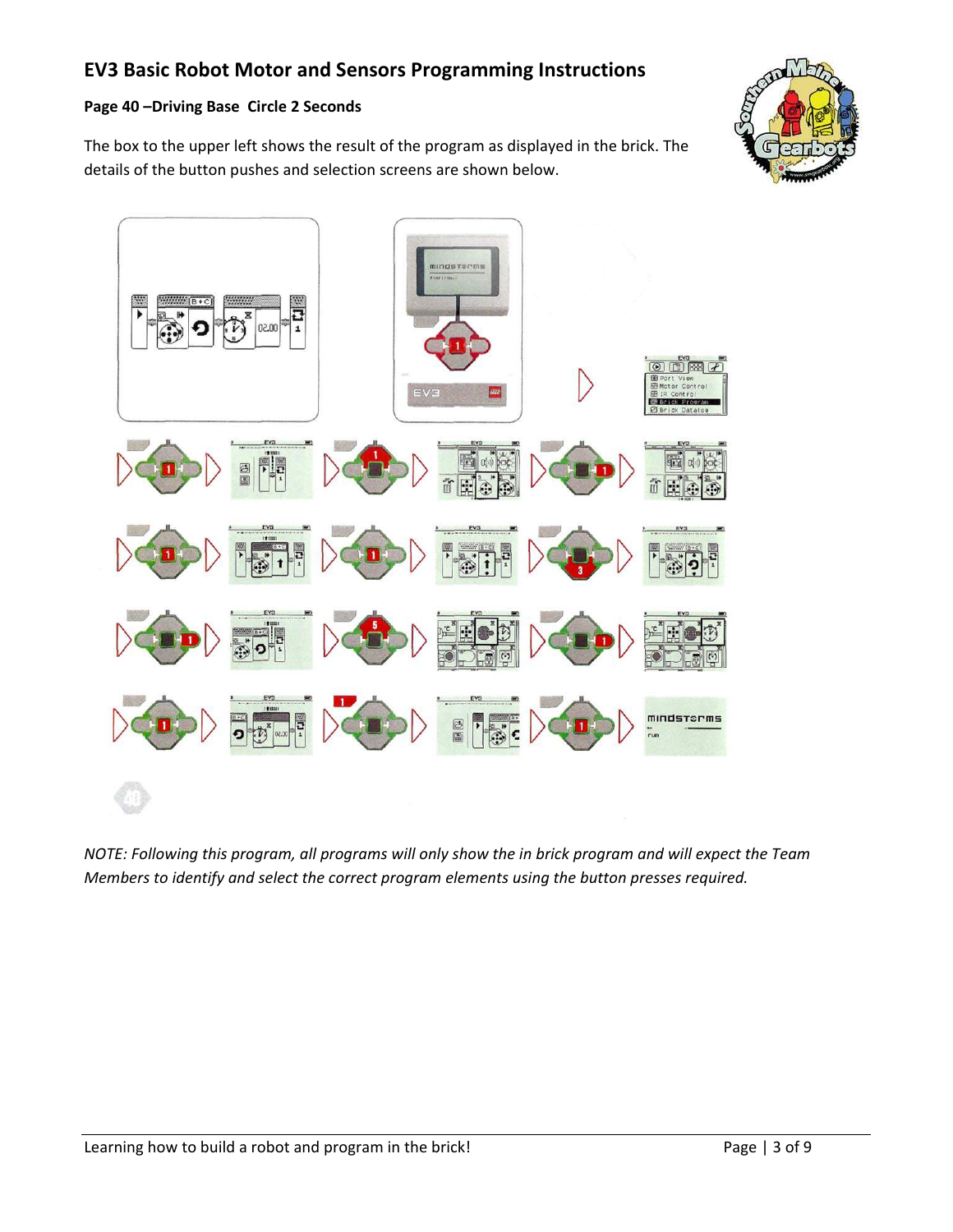## EV3 Basic Robot Motor and Sensors Programming Instructions

**Page 40 –Driving Base Circle 2 Seconds**

The box to the upper left shows the result of the program as displayed in the brick. The details of the button pushes and selection screens are shown below.

*NOTE: Following this program, all programs will only show the in brick program and will expect the Team Members to identify and select the correct program elements using the button presses required.*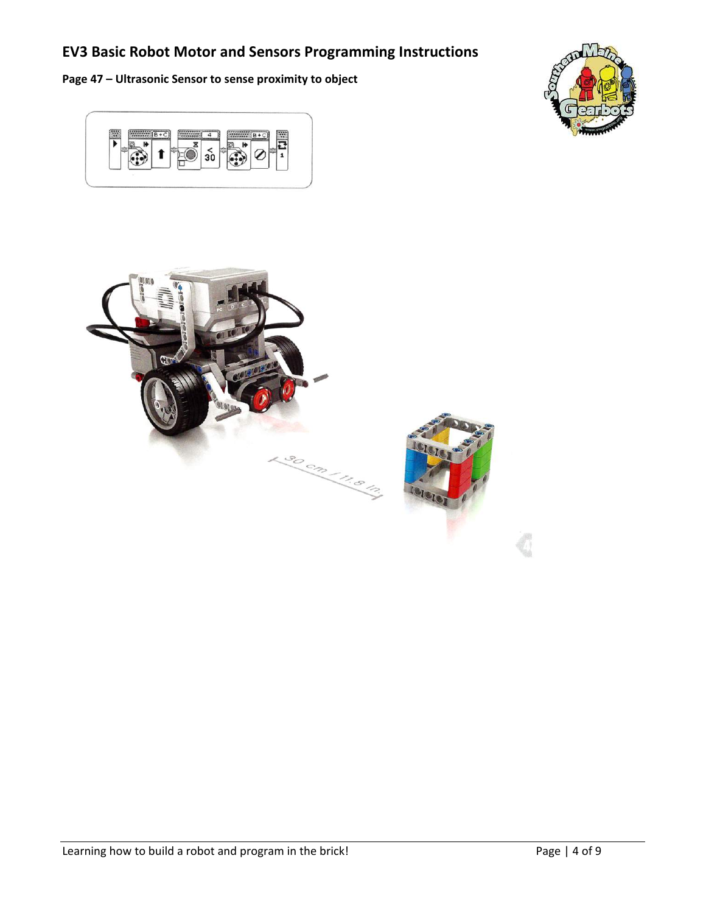## EV3 Basic Robot Motor and Sensors Programming Instructions

**Page 47 – Ultrasonic Sensor to sense proximity to object**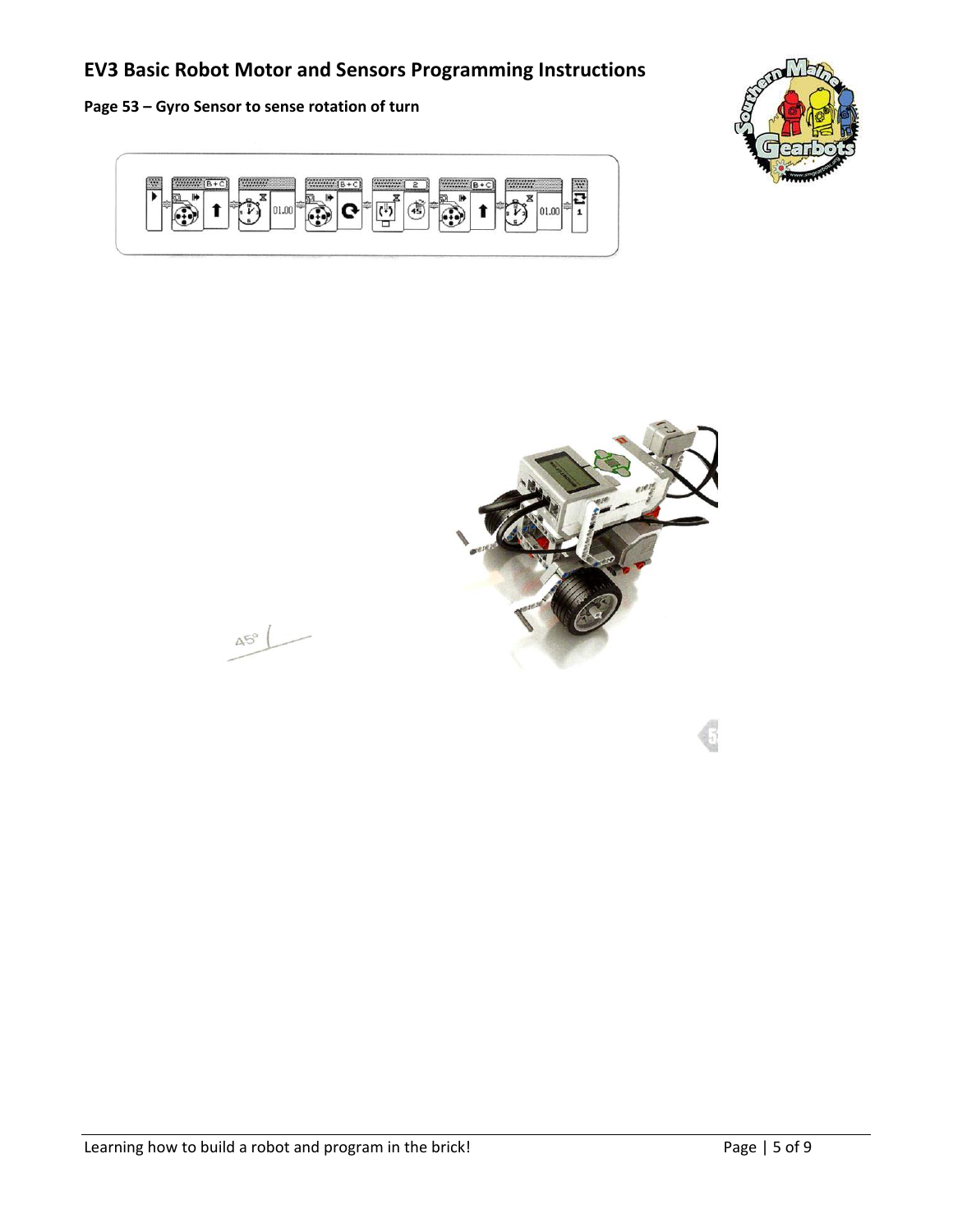**Page 53 – Gyro Sensor to sense rotation of turn**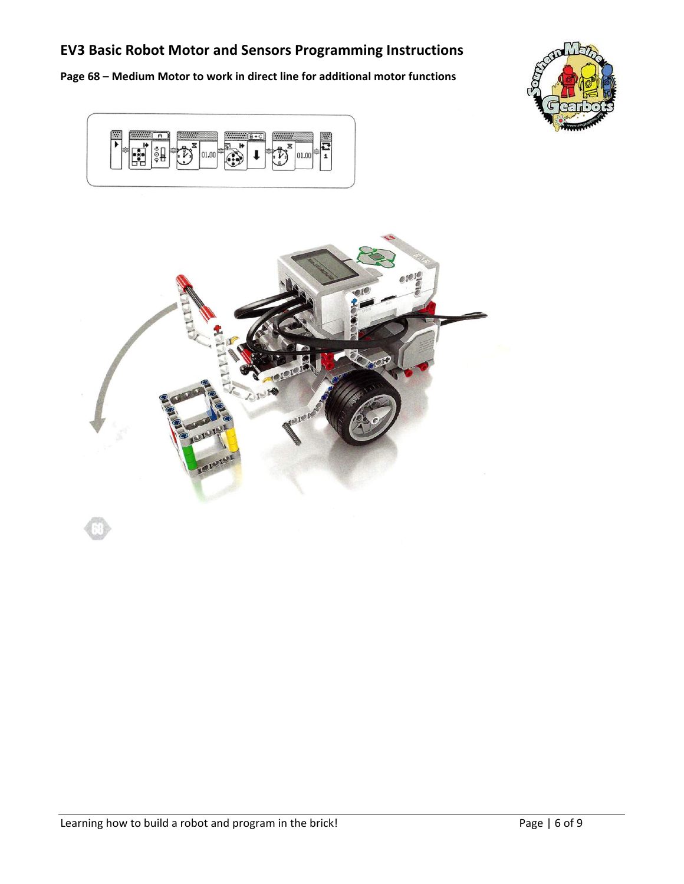## EV3 Basic Robot Motor and Sensors Programming Instructions

**Page 68 – Medium Motor to work in direct line for additional motor functions**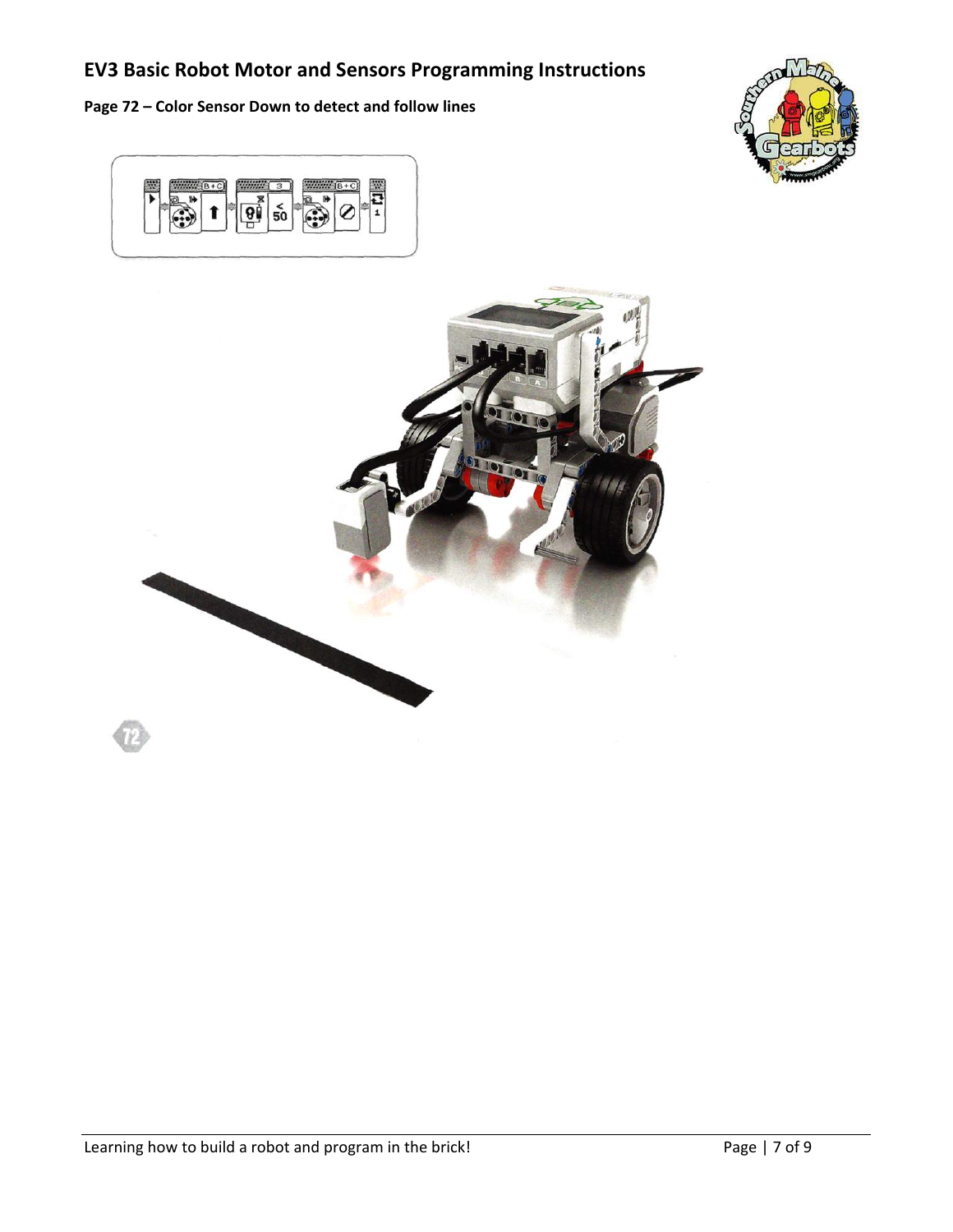# EV3 Basic Robot Motor and Sensors Programming Instructions

**Page 72 – Color Sensor Down to detect and follow lines**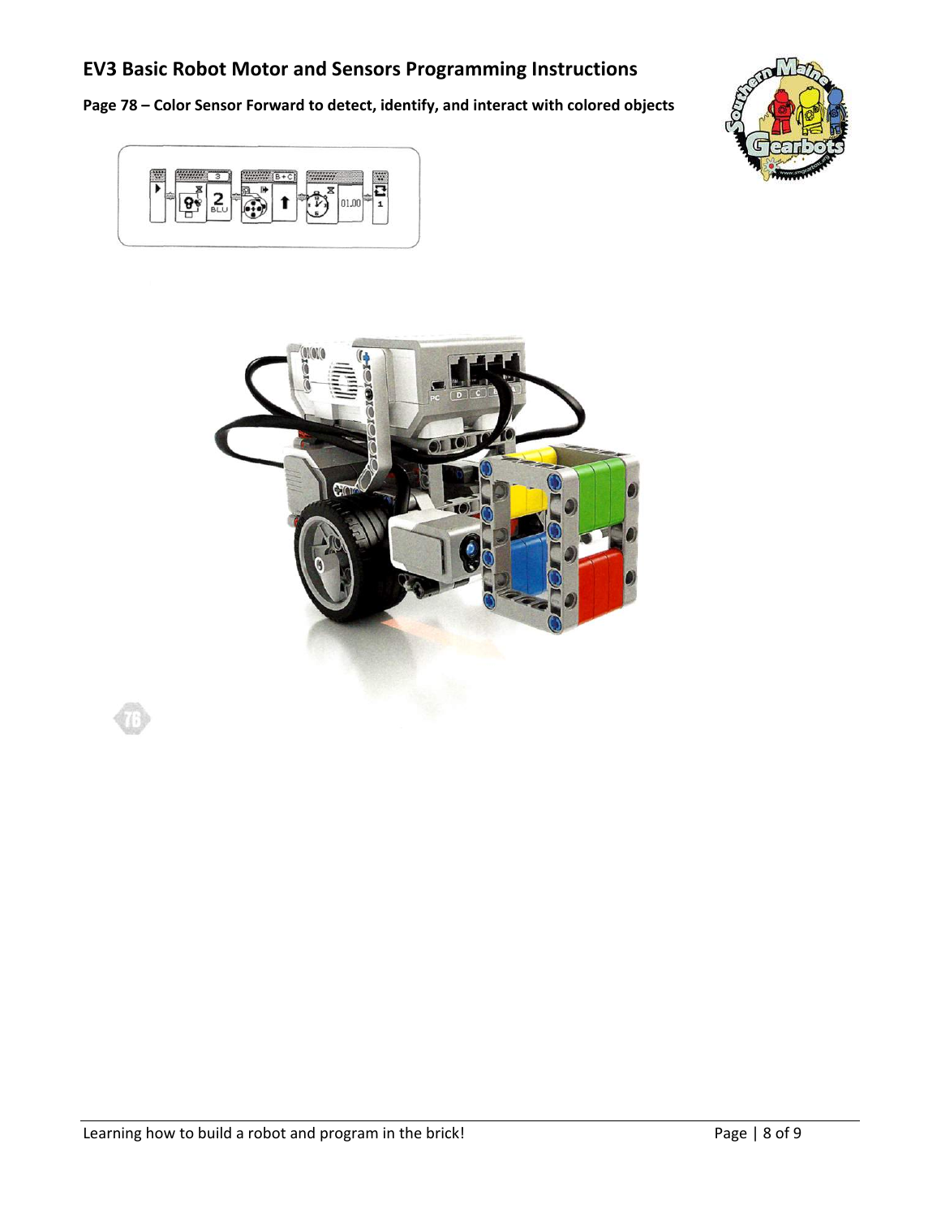## EV3 Basic Robot Motor and Sensors Programming Instructions

**Page 78 – Color Sensor Forward to detect, identify, and interact with colored objects**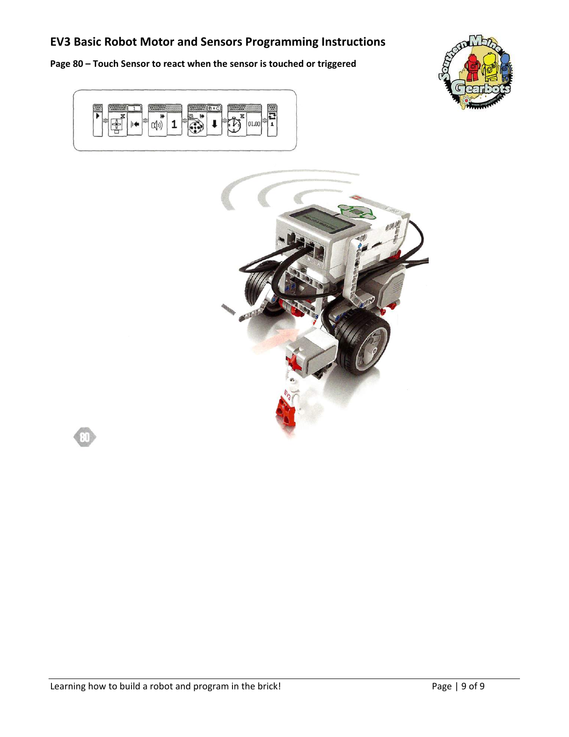## EV3 Basic Robot Motor and Sensors Programming Instructions

**Page 80 – Touch Sensor to react when the sensor is touched or triggered**